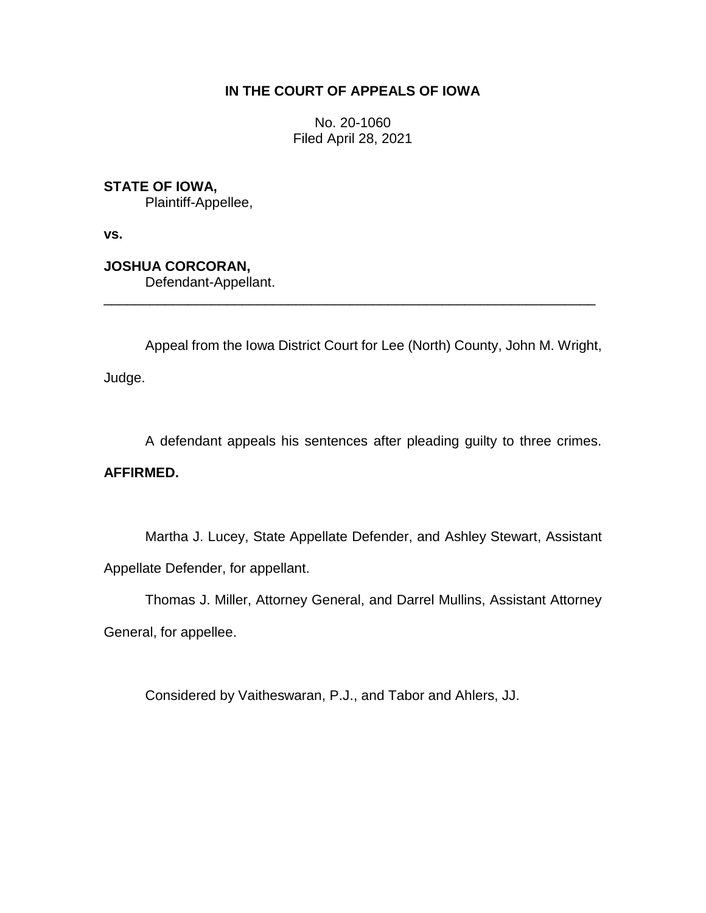# IN THE COURT OF APPEALS OF IOWA

No. 20-1060
Filed April 28, 2021

**STATE OF IOWA,**
Plaintiff-Appellee,

**vs.**

**JOSHUA CORCORAN,**
Defendant-Appellant.

---

Appeal from the Iowa District Court for Lee (North) County, John M. Wright, Judge.

A defendant appeals his sentences after pleading guilty to three crimes. **AFFIRMED.**

Martha J. Lucey, State Appellate Defender, and Ashley Stewart, Assistant Appellate Defender, for appellant.

Thomas J. Miller, Attorney General, and Darrel Mullins, Assistant Attorney General, for appellee.

Considered by Vaitheswaran, P.J., and Tabor and Ahlers, JJ.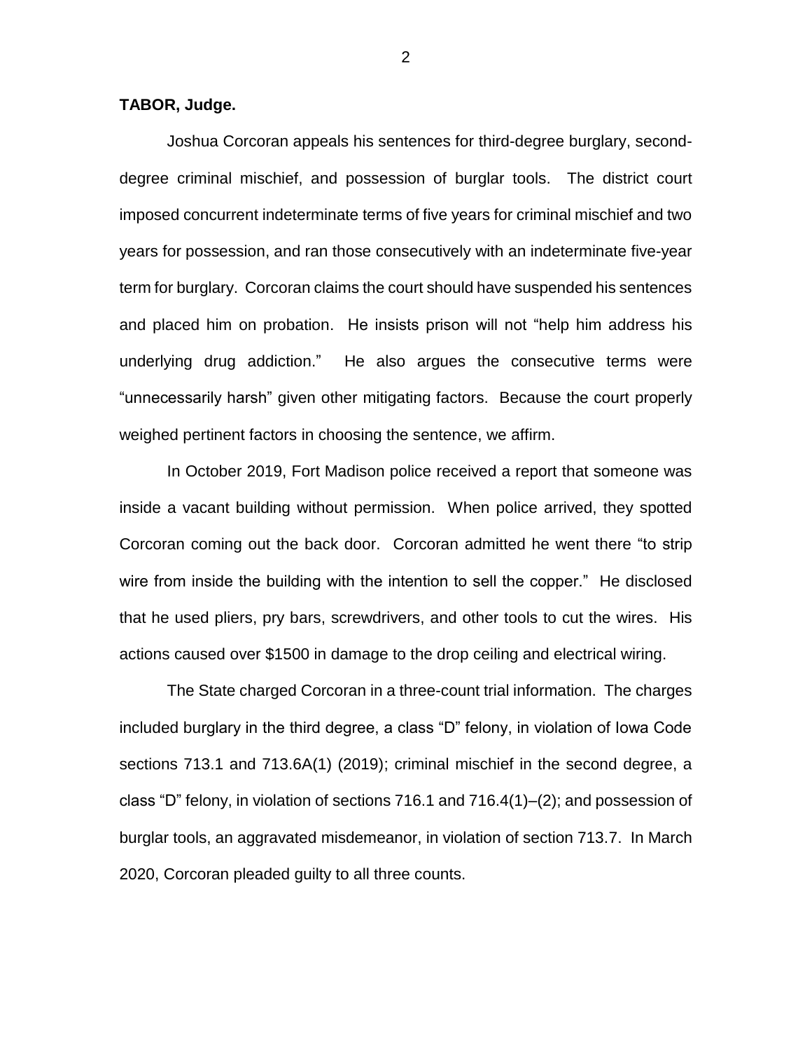**TABOR, Judge.**

Joshua Corcoran appeals his sentences for third-degree burglary, second-degree criminal mischief, and possession of burglar tools. The district court imposed concurrent indeterminate terms of five years for criminal mischief and two years for possession, and ran those consecutively with an indeterminate five-year term for burglary. Corcoran claims the court should have suspended his sentences and placed him on probation. He insists prison will not "help him address his underlying drug addiction." He also argues the consecutive terms were "unnecessarily harsh" given other mitigating factors. Because the court properly weighed pertinent factors in choosing the sentence, we affirm.

In October 2019, Fort Madison police received a report that someone was inside a vacant building without permission. When police arrived, they spotted Corcoran coming out the back door. Corcoran admitted he went there "to strip wire from inside the building with the intention to sell the copper." He disclosed that he used pliers, pry bars, screwdrivers, and other tools to cut the wires. His actions caused over $1500 in damage to the drop ceiling and electrical wiring.

The State charged Corcoran in a three-count trial information. The charges included burglary in the third degree, a class "D" felony, in violation of Iowa Code sections 713.1 and 713.6A(1) (2019); criminal mischief in the second degree, a class "D" felony, in violation of sections 716.1 and 716.4(1)–(2); and possession of burglar tools, an aggravated misdemeanor, in violation of section 713.7. In March 2020, Corcoran pleaded guilty to all three counts.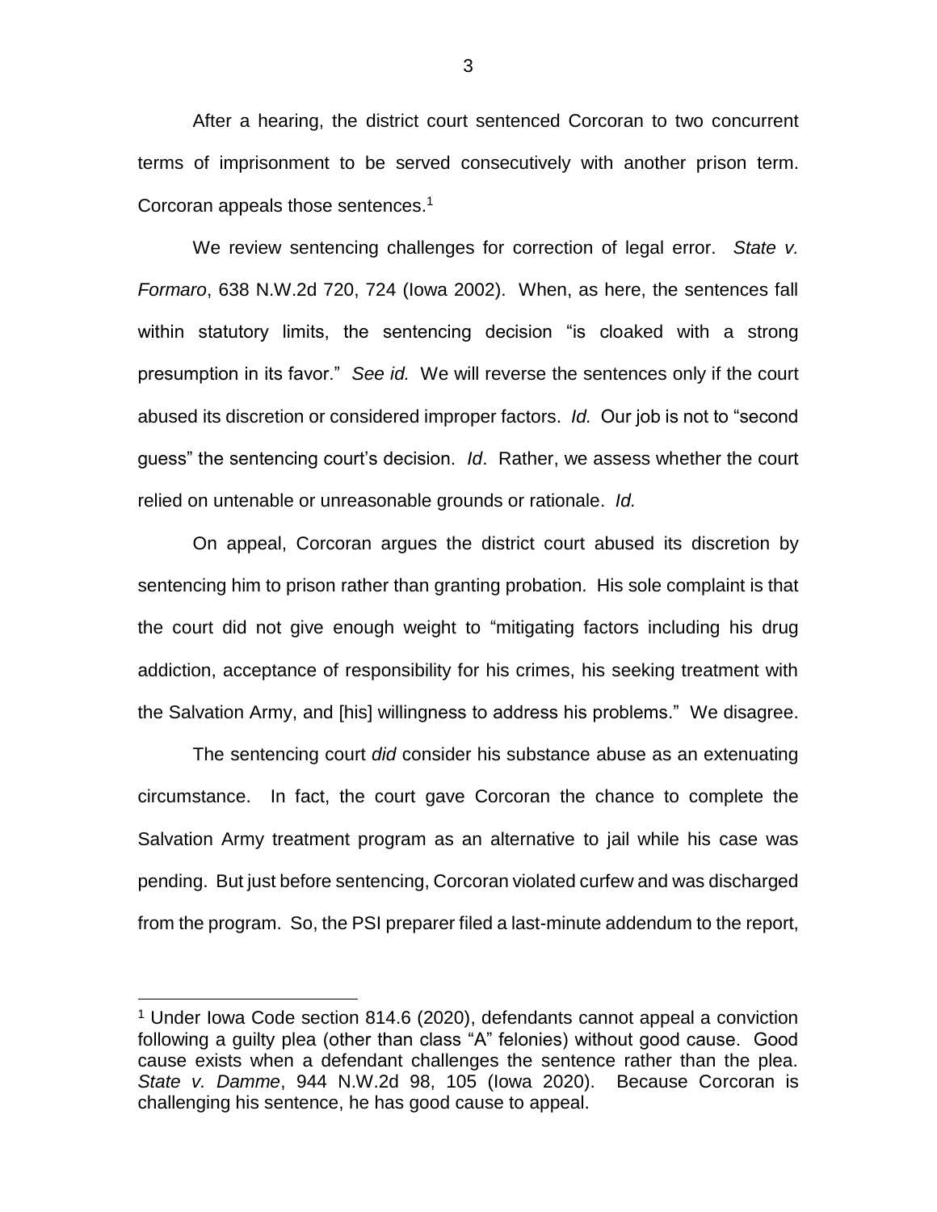After a hearing, the district court sentenced Corcoran to two concurrent terms of imprisonment to be served consecutively with another prison term. Corcoran appeals those sentences.[1]

We review sentencing challenges for correction of legal error. *State v. Formaro*, 638 N.W.2d 720, 724 (Iowa 2002). When, as here, the sentences fall within statutory limits, the sentencing decision "is cloaked with a strong presumption in its favor." *See id.* We will reverse the sentences only if the court abused its discretion or considered improper factors. *Id.* Our job is not to "second guess" the sentencing court's decision. *Id*. Rather, we assess whether the court relied on untenable or unreasonable grounds or rationale. *Id.*

On appeal, Corcoran argues the district court abused its discretion by sentencing him to prison rather than granting probation. His sole complaint is that the court did not give enough weight to "mitigating factors including his drug addiction, acceptance of responsibility for his crimes, his seeking treatment with the Salvation Army, and [his] willingness to address his problems." We disagree.

The sentencing court *did* consider his substance abuse as an extenuating circumstance. In fact, the court gave Corcoran the chance to complete the Salvation Army treatment program as an alternative to jail while his case was pending. But just before sentencing, Corcoran violated curfew and was discharged from the program. So, the PSI preparer filed a last-minute addendum to the report,

---

[1] Under Iowa Code section 814.6 (2020), defendants cannot appeal a conviction following a guilty plea (other than class "A" felonies) without good cause. Good cause exists when a defendant challenges the sentence rather than the plea. *State v. Damme*, 944 N.W.2d 98, 105 (Iowa 2020). Because Corcoran is challenging his sentence, he has good cause to appeal.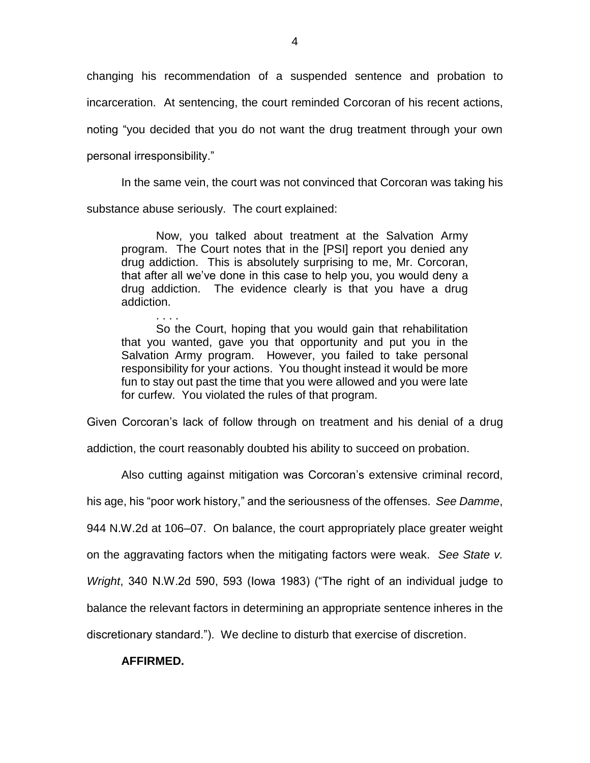changing his recommendation of a suspended sentence and probation to incarceration. At sentencing, the court reminded Corcoran of his recent actions, noting "you decided that you do not want the drug treatment through your own personal irresponsibility."

In the same vein, the court was not convinced that Corcoran was taking his substance abuse seriously. The court explained:

> Now, you talked about treatment at the Salvation Army program. The Court notes that in the [PSI] report you denied any drug addiction. This is absolutely surprising to me, Mr. Corcoran, that after all we've done in this case to help you, you would deny a drug addiction. The evidence clearly is that you have a drug addiction.
>
> . . . .
>
> So the Court, hoping that you would gain that rehabilitation that you wanted, gave you that opportunity and put you in the Salvation Army program. However, you failed to take personal responsibility for your actions. You thought instead it would be more fun to stay out past the time that you were allowed and you were late for curfew. You violated the rules of that program.

Given Corcoran's lack of follow through on treatment and his denial of a drug addiction, the court reasonably doubted his ability to succeed on probation.

Also cutting against mitigation was Corcoran's extensive criminal record, his age, his "poor work history," and the seriousness of the offenses. *See Damme*, 944 N.W.2d at 106–07. On balance, the court appropriately place greater weight on the aggravating factors when the mitigating factors were weak. *See State v. Wright*, 340 N.W.2d 590, 593 (Iowa 1983) ("The right of an individual judge to balance the relevant factors in determining an appropriate sentence inheres in the discretionary standard."). We decline to disturb that exercise of discretion.

**AFFIRMED.**